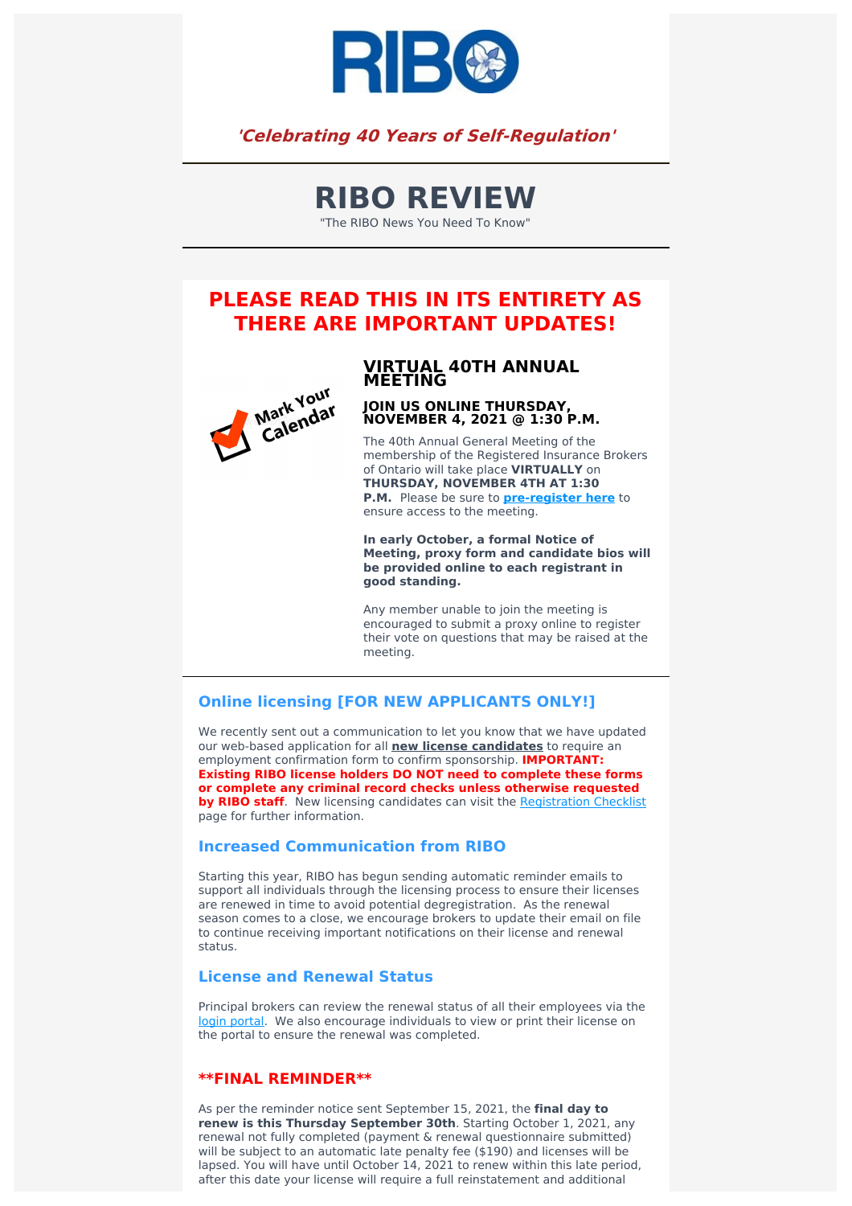RIBO

***'Celebrating 40 Years of Self-Regulation'***

# RIBO REVIEW

"The RIBO News You Need To Know"

## PLEASE READ THIS IN ITS ENTIRETY AS THERE ARE IMPORTANT UPDATES!

Mark Your Calendar

### VIRTUAL 40TH ANNUAL MEETING

#### JOIN US ONLINE THURSDAY, NOVEMBER 4, 2021 @ 1:30 P.M.

The 40th Annual General Meeting of the membership of the Registered Insurance Brokers of Ontario will take place **VIRTUALLY** on **THURSDAY, NOVEMBER 4TH AT 1:30 P.M.** Please be sure to **pre-register here** to ensure access to the meeting.

**In early October, a formal Notice of Meeting, proxy form and candidate bios will be provided online to each registrant in good standing.**

Any member unable to join the meeting is encouraged to submit a proxy online to register their vote on questions that may be raised at the meeting.

### Online licensing [FOR NEW APPLICANTS ONLY!]

We recently sent out a communication to let you know that we have updated our web-based application for all **new license candidates** to require an employment confirmation form to confirm sponsorship. **IMPORTANT: Existing RIBO license holders DO NOT need to complete these forms or complete any criminal record checks unless otherwise requested by RIBO staff**. New licensing candidates can visit the Registration Checklist page for further information.

### Increased Communication from RIBO

Starting this year, RIBO has begun sending automatic reminder emails to support all individuals through the licensing process to ensure their licenses are renewed in time to avoid potential degregistration. As the renewal season comes to a close, we encourage brokers to update their email on file to continue receiving important notifications on their license and renewal status.

### License and Renewal Status

Principal brokers can review the renewal status of all their employees via the login portal. We also encourage individuals to view or print their license on the portal to ensure the renewal was completed.

### **FINAL REMINDER**

As per the reminder notice sent September 15, 2021, the **final day to renew is this Thursday September 30th**. Starting October 1, 2021, any renewal not fully completed (payment & renewal questionnaire submitted) will be subject to an automatic late penalty fee ($190) and licenses will be lapsed. You will have until October 14, 2021 to renew within this late period, after this date your license will require a full reinstatement and additional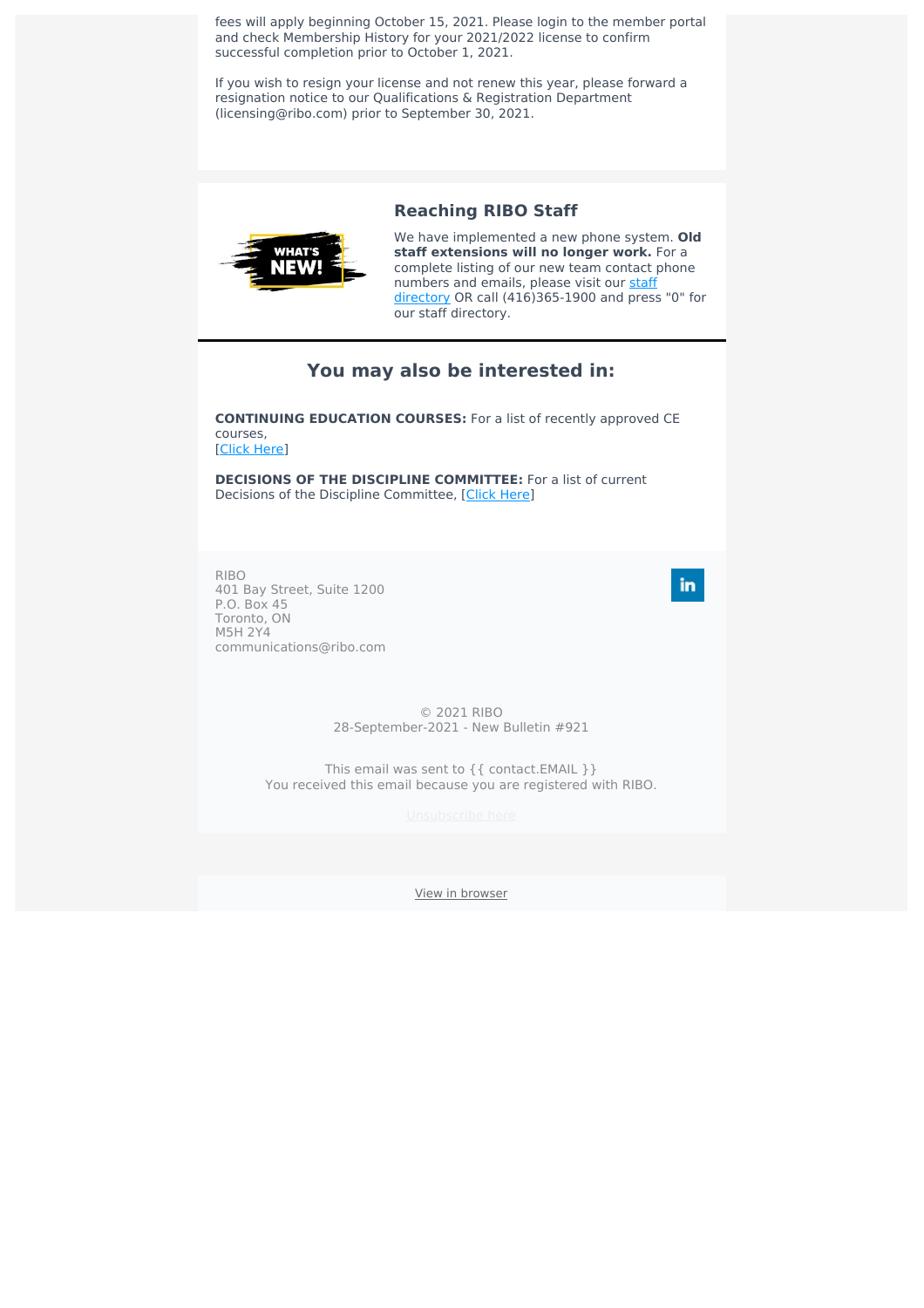fees will apply beginning October 15, 2021. Please login to the member portal and check Membership History for your 2021/2022 license to confirm successful completion prior to October 1, 2021.

If you wish to resign your license and not renew this year, please forward a resignation notice to our Qualifications & Registration Department (licensing@ribo.com) prior to September 30, 2021.

## Reaching RIBO Staff

We have implemented a new phone system. **Old staff extensions will no longer work.** For a complete listing of our new team contact phone numbers and emails, please visit our staff directory OR call (416)365-1900 and press "0" for our staff directory.

## You may also be interested in:

**CONTINUING EDUCATION COURSES:** For a list of recently approved CE courses,
[Click Here]

**DECISIONS OF THE DISCIPLINE COMMITTEE:** For a list of current Decisions of the Discipline Committee, [Click Here]

RIBO
401 Bay Street, Suite 1200
P.O. Box 45
Toronto, ON
M5H 2Y4
communications@ribo.com

© 2021 RIBO
28-September-2021 - New Bulletin #921

This email was sent to {{ contact.EMAIL }}
You received this email because you are registered with RIBO.

Unsubscribe here

View in browser